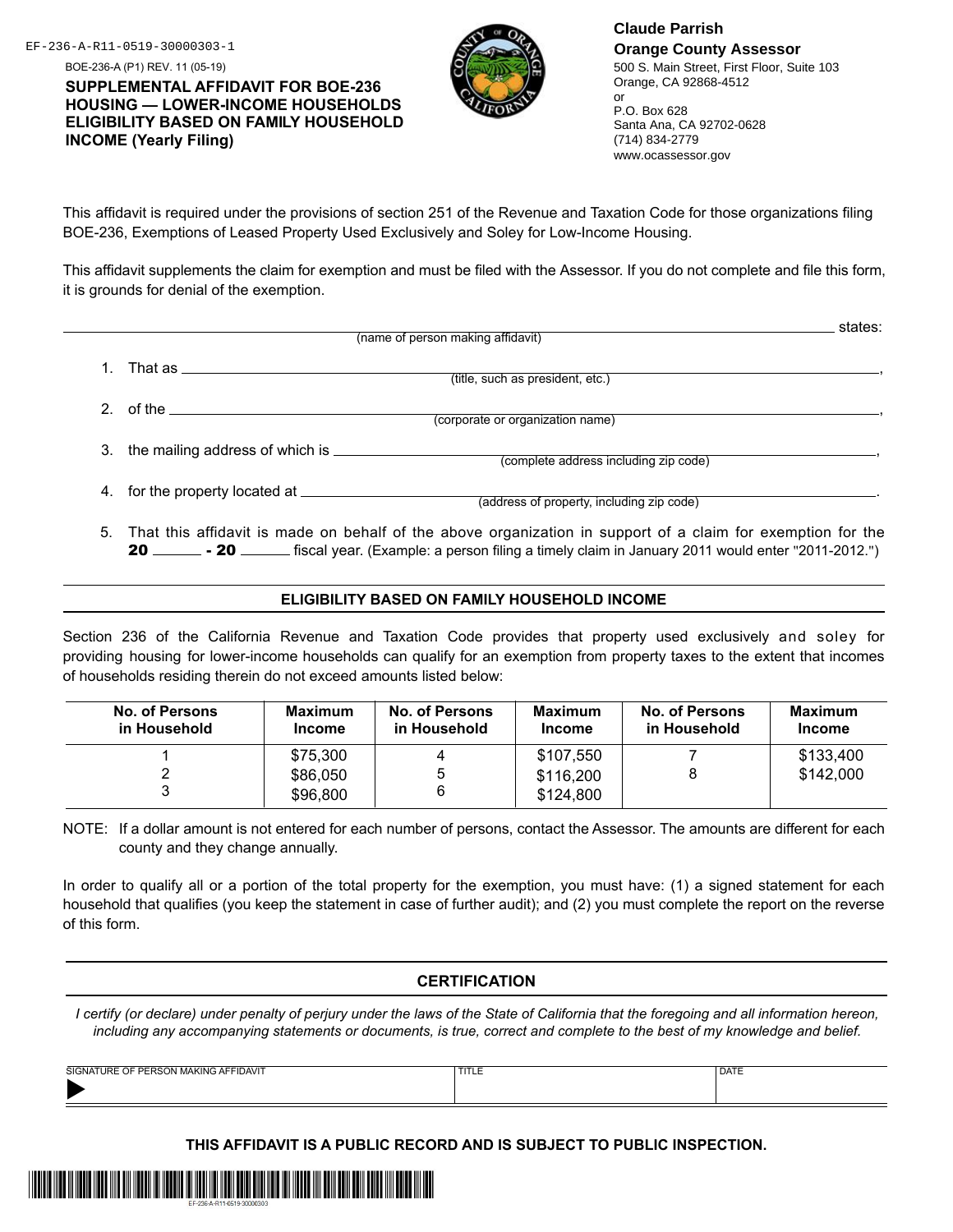EF-236-A-R11-0519-30000303-1

BOE-236-A (P1) REV. 11 (05-19)

## SUPPLEMENTAL AFFIDAVIT FOR BOE-236 HOUSING — LOWER-INCOME HOUSEHOLDS ELIGIBILITY BASED ON FAMILY HOUSEHOLD INCOME (Yearly Filing)

**Claude Parrish**
**Orange County Assessor**
500 S. Main Street, First Floor, Suite 103
Orange, CA 92868-4512
or
P.O. Box 628
Santa Ana, CA 92702-0628
(714) 834-2779
www.ocassessor.gov

This affidavit is required under the provisions of section 251 of the Revenue and Taxation Code for those organizations filing BOE-236, Exemptions of Leased Property Used Exclusively and Soley for Low-Income Housing.

This affidavit supplements the claim for exemption and must be filed with the Assessor. If you do not complete and file this form, it is grounds for denial of the exemption.

______________________________ states:
(name of person making affidavit)

1. That as ______________________________,
(title, such as president, etc.)
2. of the ______________________________,
(corporate or organization name)
3. the mailing address of which is ______________________________,
(complete address including zip code)
4. for the property located at ______________________________.
(address of property, including zip code)
5. That this affidavit is made on behalf of the above organization in support of a claim for exemption for the **20** ______ **- 20** ______ fiscal year. (Example: a person filing a timely claim in January 2011 would enter "2011-2012.")

### ELIGIBILITY BASED ON FAMILY HOUSEHOLD INCOME

Section 236 of the California Revenue and Taxation Code provides that property used exclusively and soley for providing housing for lower-income households can qualify for an exemption from property taxes to the extent that incomes of households residing therein do not exceed amounts listed below:

| No. of Persons in Household | Maximum Income | No. of Persons in Household | Maximum Income | No. of Persons in Household | Maximum Income |
|---|---|---|---|---|---|
| 1 | $75,300 | 4 | $107,550 | 7 | $133,400 |
| 2 | $86,050 | 5 | $116,200 | 8 | $142,000 |
| 3 | $96,800 | 6 | $124,800 | | |

NOTE: If a dollar amount is not entered for each number of persons, contact the Assessor. The amounts are different for each county and they change annually.

In order to qualify all or a portion of the total property for the exemption, you must have: (1) a signed statement for each household that qualifies (you keep the statement in case of further audit); and (2) you must complete the report on the reverse of this form.

### CERTIFICATION

*I certify (or declare) under penalty of perjury under the laws of the State of California that the foregoing and all information hereon, including any accompanying statements or documents, is true, correct and complete to the best of my knowledge and belief.*

| SIGNATURE OF PERSON MAKING AFFIDAVIT | TITLE | DATE |
|---|---|---|
| ▶ | | |

**THIS AFFIDAVIT IS A PUBLIC RECORD AND IS SUBJECT TO PUBLIC INSPECTION.**

EF-236-A-R11-0519-30000303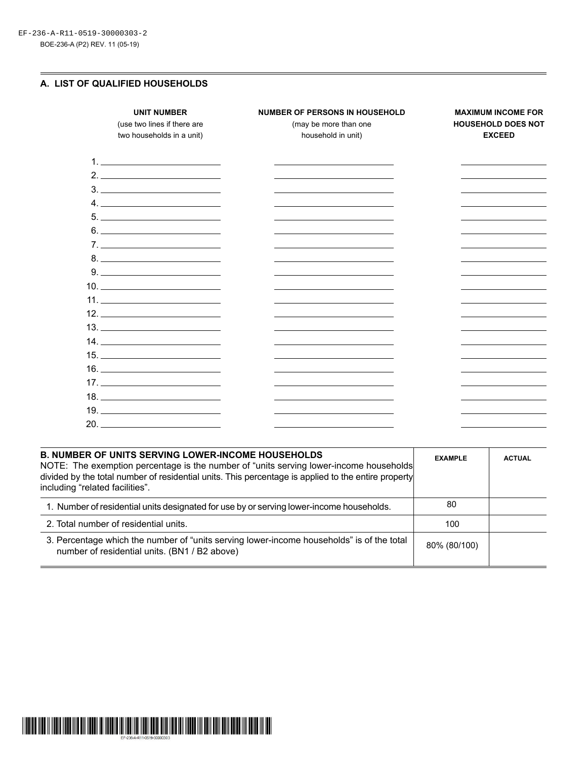## A. LIST OF QUALIFIED HOUSEHOLDS

| UNIT NUMBER (use two lines if there are two households in a unit) | NUMBER OF PERSONS IN HOUSEHOLD (may be more than one household in unit) | MAXIMUM INCOME FOR HOUSEHOLD DOES NOT EXCEED |
|---|---|---|
| 1. | | |
| 2. | | |
| 3. | | |
| 4. | | |
| 5. | | |
| 6. | | |
| 7. | | |
| 8. | | |
| 9. | | |
| 10. | | |
| 11. | | |
| 12. | | |
| 13. | | |
| 14. | | |
| 15. | | |
| 16. | | |
| 17. | | |
| 18. | | |
| 19. | | |
| 20. | | |

| **B. NUMBER OF UNITS SERVING LOWER-INCOME HOUSEHOLDS**<br>NOTE: The exemption percentage is the number of "units serving lower-income households divided by the total number of residential units. This percentage is applied to the entire property including "related facilities". | EXAMPLE | ACTUAL |
|---|---|---|
| 1. Number of residential units designated for use by or serving lower-income households. | 80 | |
| 2. Total number of residential units. | 100 | |
| 3. Percentage which the number of "units serving lower-income households" is of the total number of residential units. (BN1 / B2 above) | 80% (80/100) | |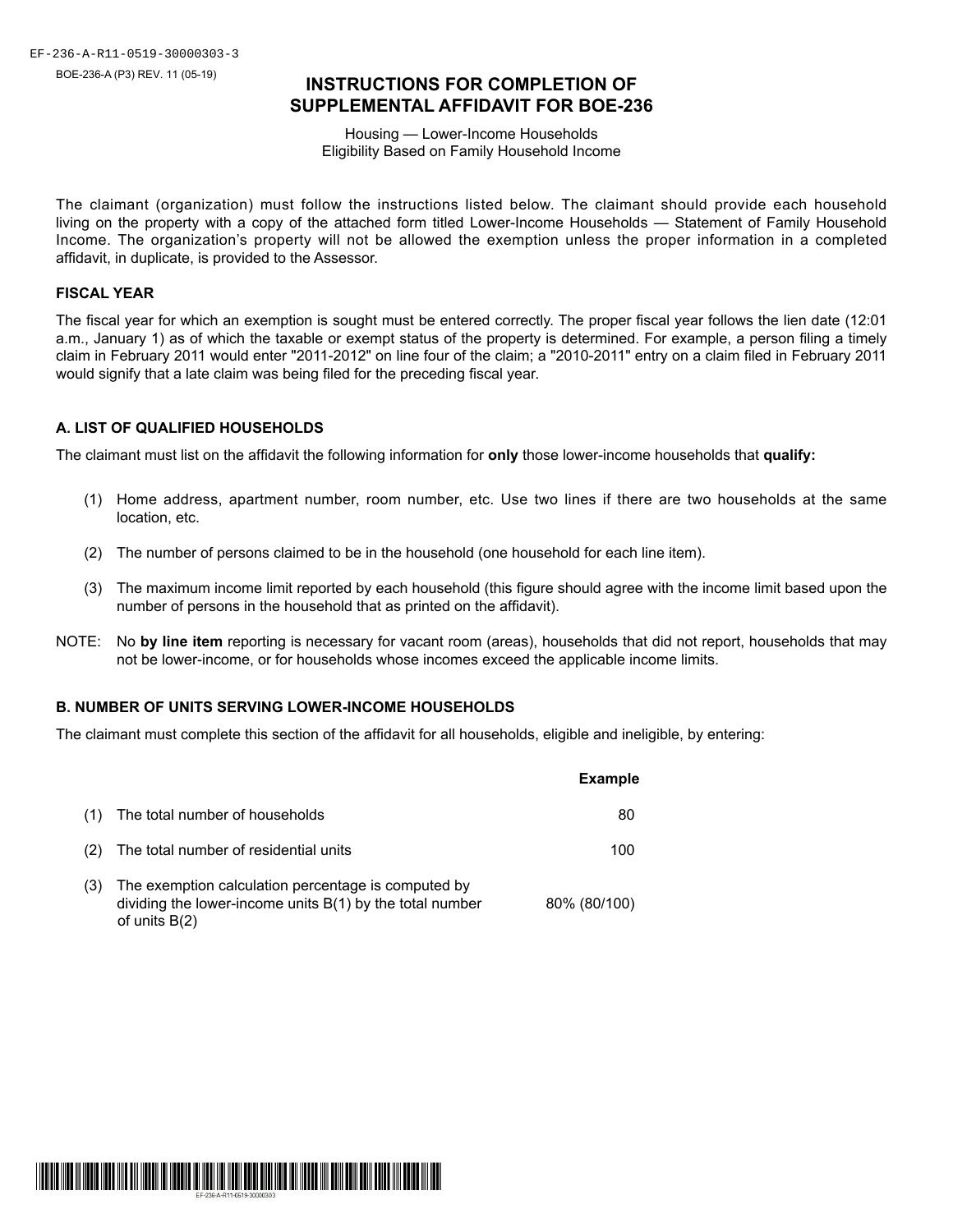# INSTRUCTIONS FOR COMPLETION OF SUPPLEMENTAL AFFIDAVIT FOR BOE-236

Housing — Lower-Income Households
Eligibility Based on Family Household Income

The claimant (organization) must follow the instructions listed below. The claimant should provide each household living on the property with a copy of the attached form titled Lower-Income Households — Statement of Family Household Income. The organization's property will not be allowed the exemption unless the proper information in a completed affidavit, in duplicate, is provided to the Assessor.

### FISCAL YEAR

The fiscal year for which an exemption is sought must be entered correctly. The proper fiscal year follows the lien date (12:01 a.m., January 1) as of which the taxable or exempt status of the property is determined. For example, a person filing a timely claim in February 2011 would enter "2011-2012" on line four of the claim; a "2010-2011" entry on a claim filed in February 2011 would signify that a late claim was being filed for the preceding fiscal year.

### A. LIST OF QUALIFIED HOUSEHOLDS

The claimant must list on the affidavit the following information for **only** those lower-income households that **qualify:**

(1) Home address, apartment number, room number, etc. Use two lines if there are two households at the same location, etc.

(2) The number of persons claimed to be in the household (one household for each line item).

(3) The maximum income limit reported by each household (this figure should agree with the income limit based upon the number of persons in the household that as printed on the affidavit).

NOTE: No **by line item** reporting is necessary for vacant room (areas), households that did not report, households that may not be lower-income, or for households whose incomes exceed the applicable income limits.

### B. NUMBER OF UNITS SERVING LOWER-INCOME HOUSEHOLDS

The claimant must complete this section of the affidavit for all households, eligible and ineligible, by entering:

| | | **Example** |
|---|---|---|
| (1) | The total number of households | 80 |
| (2) | The total number of residential units | 100 |
| (3) | The exemption calculation percentage is computed by dividing the lower-income units B(1) by the total number of units B(2) | 80% (80/100) |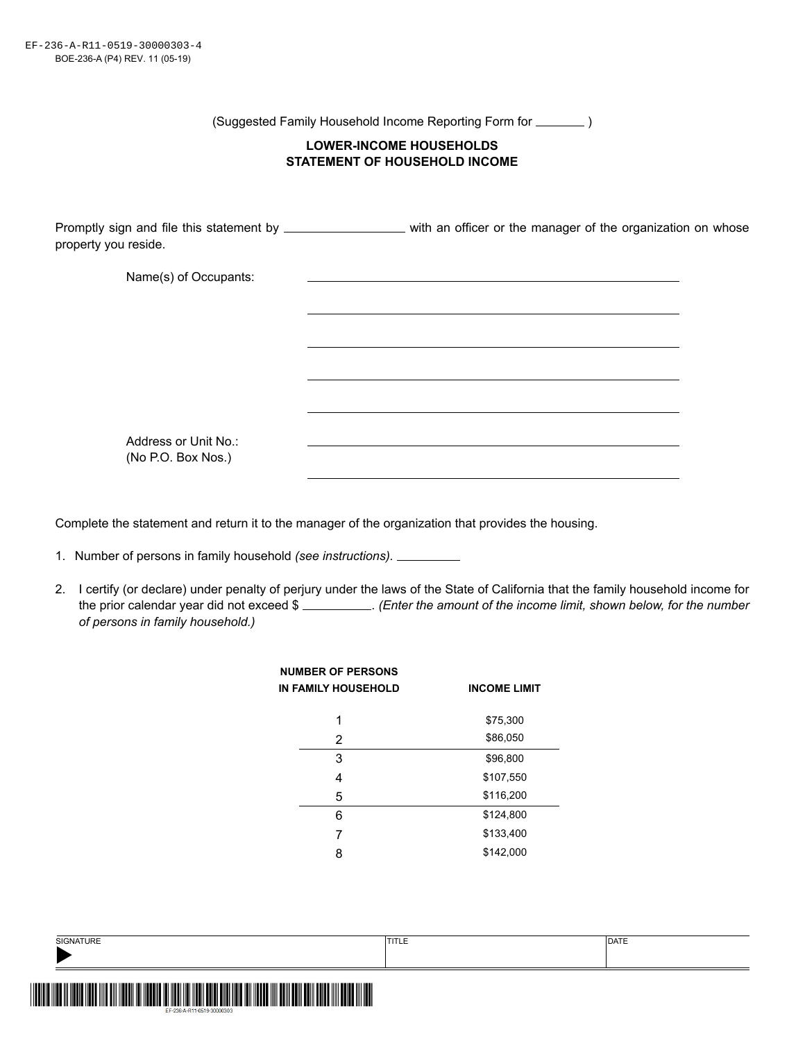(Suggested Family Household Income Reporting Form for _______ )

## LOWER-INCOME HOUSEHOLDS
## STATEMENT OF HOUSEHOLD INCOME

Promptly sign and file this statement by __________________ with an officer or the manager of the organization on whose property you reside.

Name(s) of Occupants: ______________________________________________

______________________________________________

______________________________________________

______________________________________________

______________________________________________

Address or Unit No.: ______________________________________________
(No P.O. Box Nos.)

______________________________________________

Complete the statement and return it to the manager of the organization that provides the housing.

1. Number of persons in family household *(see instructions)*. __________

2. I certify (or declare) under penalty of perjury under the laws of the State of California that the family household income for the prior calendar year did not exceed $ __________. *(Enter the amount of the income limit, shown below, for the number of persons in family household.)*

| NUMBER OF PERSONS IN FAMILY HOUSEHOLD | INCOME LIMIT |
|---|---|
| 1 | $75,300 |
| 2 | $86,050 |
| 3 | $96,800 |
| 4 | $107,550 |
| 5 | $116,200 |
| 6 | $124,800 |
| 7 | $133,400 |
| 8 | $142,000 |

| SIGNATURE | TITLE | DATE |
|---|---|---|
| ▶ | | |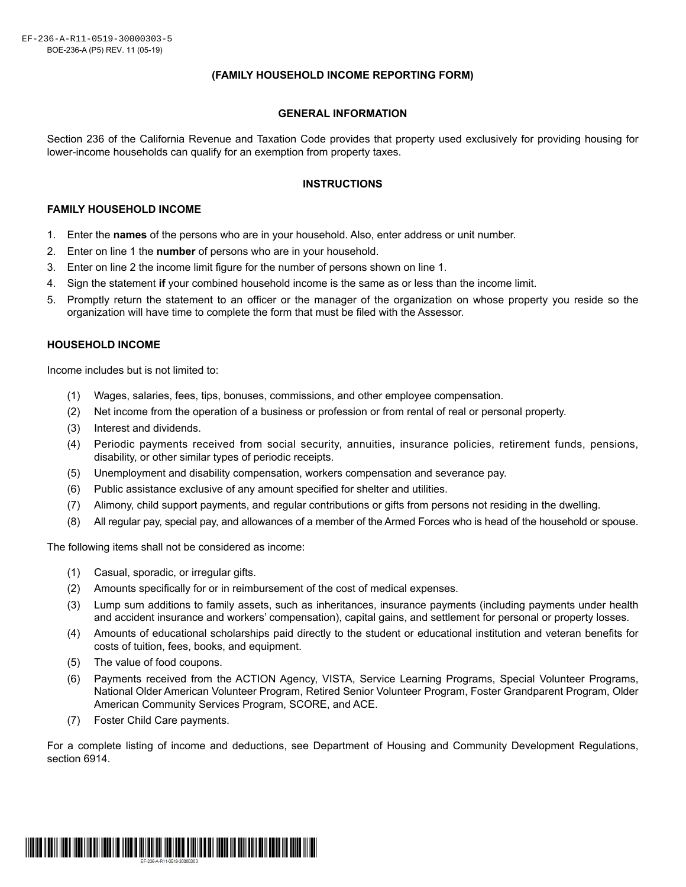EF-236-A-R11-0519-30000303-5
BOE-236-A (P5) REV. 11 (05-19)

**(FAMILY HOUSEHOLD INCOME REPORTING FORM)**

## GENERAL INFORMATION

Section 236 of the California Revenue and Taxation Code provides that property used exclusively for providing housing for lower-income households can qualify for an exemption from property taxes.

## INSTRUCTIONS

### FAMILY HOUSEHOLD INCOME

1. Enter the **names** of the persons who are in your household. Also, enter address or unit number.
2. Enter on line 1 the **number** of persons who are in your household.
3. Enter on line 2 the income limit figure for the number of persons shown on line 1.
4. Sign the statement **if** your combined household income is the same as or less than the income limit.
5. Promptly return the statement to an officer or the manager of the organization on whose property you reside so the organization will have time to complete the form that must be filed with the Assessor.

### HOUSEHOLD INCOME

Income includes but is not limited to:

(1) Wages, salaries, fees, tips, bonuses, commissions, and other employee compensation.
(2) Net income from the operation of a business or profession or from rental of real or personal property.
(3) Interest and dividends.
(4) Periodic payments received from social security, annuities, insurance policies, retirement funds, pensions, disability, or other similar types of periodic receipts.
(5) Unemployment and disability compensation, workers compensation and severance pay.
(6) Public assistance exclusive of any amount specified for shelter and utilities.
(7) Alimony, child support payments, and regular contributions or gifts from persons not residing in the dwelling.
(8) All regular pay, special pay, and allowances of a member of the Armed Forces who is head of the household or spouse.

The following items shall not be considered as income:

(1) Casual, sporadic, or irregular gifts.
(2) Amounts specifically for or in reimbursement of the cost of medical expenses.
(3) Lump sum additions to family assets, such as inheritances, insurance payments (including payments under health and accident insurance and workers' compensation), capital gains, and settlement for personal or property losses.
(4) Amounts of educational scholarships paid directly to the student or educational institution and veteran benefits for costs of tuition, fees, books, and equipment.
(5) The value of food coupons.
(6) Payments received from the ACTION Agency, VISTA, Service Learning Programs, Special Volunteer Programs, National Older American Volunteer Program, Retired Senior Volunteer Program, Foster Grandparent Program, Older American Community Services Program, SCORE, and ACE.
(7) Foster Child Care payments.

For a complete listing of income and deductions, see Department of Housing and Community Development Regulations, section 6914.

EF-236-A-R11-0519-30000303